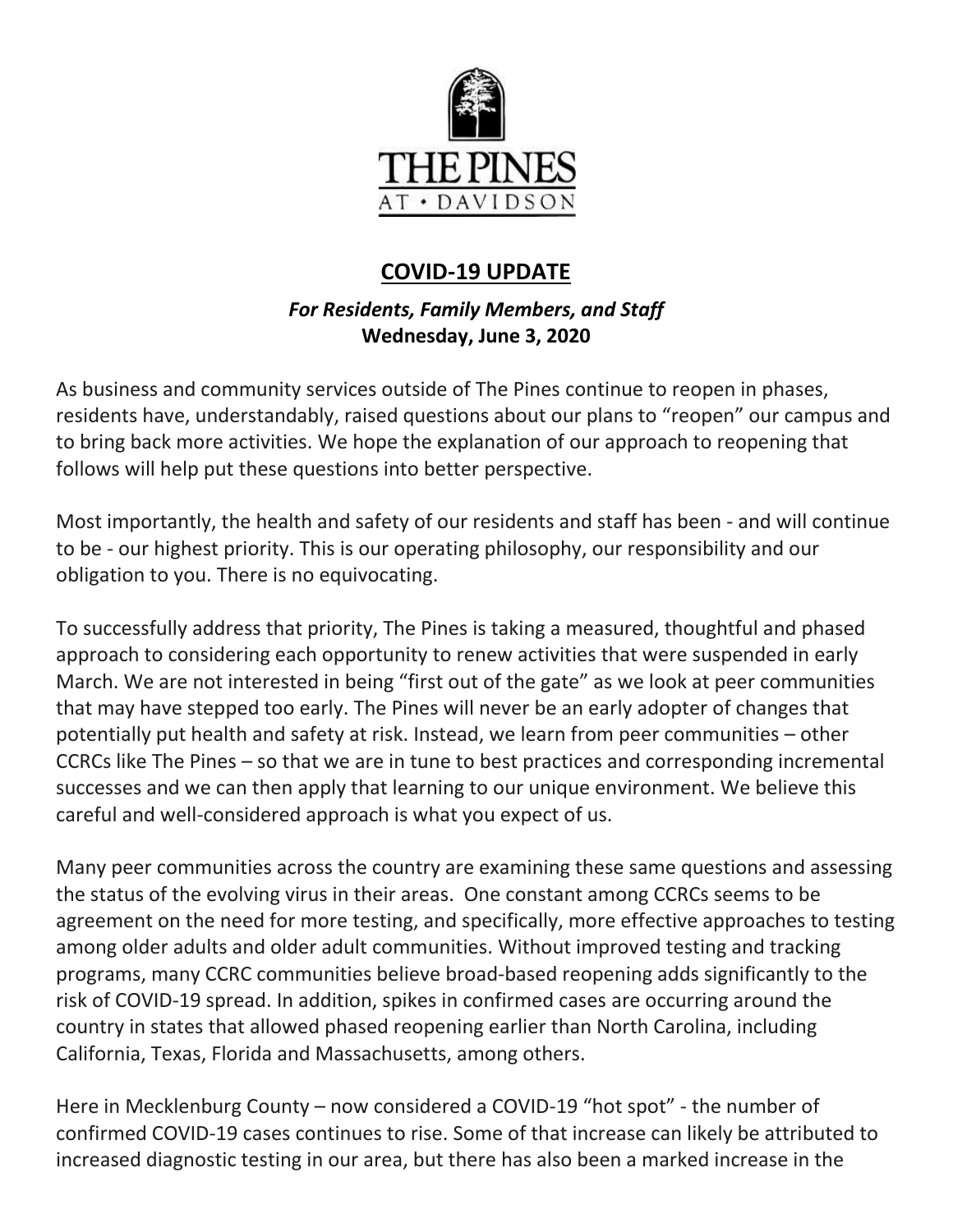THE PINES AT • DAVIDSON

## COVID-19 UPDATE

***For Residents, Family Members, and Staff***
**Wednesday, June 3, 2020**

As business and community services outside of The Pines continue to reopen in phases, residents have, understandably, raised questions about our plans to "reopen" our campus and to bring back more activities. We hope the explanation of our approach to reopening that follows will help put these questions into better perspective.

Most importantly, the health and safety of our residents and staff has been - and will continue to be - our highest priority. This is our operating philosophy, our responsibility and our obligation to you. There is no equivocating.

To successfully address that priority, The Pines is taking a measured, thoughtful and phased approach to considering each opportunity to renew activities that were suspended in early March. We are not interested in being "first out of the gate" as we look at peer communities that may have stepped too early. The Pines will never be an early adopter of changes that potentially put health and safety at risk. Instead, we learn from peer communities – other CCRCs like The Pines – so that we are in tune to best practices and corresponding incremental successes and we can then apply that learning to our unique environment. We believe this careful and well-considered approach is what you expect of us.

Many peer communities across the country are examining these same questions and assessing the status of the evolving virus in their areas. One constant among CCRCs seems to be agreement on the need for more testing, and specifically, more effective approaches to testing among older adults and older adult communities. Without improved testing and tracking programs, many CCRC communities believe broad-based reopening adds significantly to the risk of COVID-19 spread. In addition, spikes in confirmed cases are occurring around the country in states that allowed phased reopening earlier than North Carolina, including California, Texas, Florida and Massachusetts, among others.

Here in Mecklenburg County – now considered a COVID-19 "hot spot" - the number of confirmed COVID-19 cases continues to rise. Some of that increase can likely be attributed to increased diagnostic testing in our area, but there has also been a marked increase in the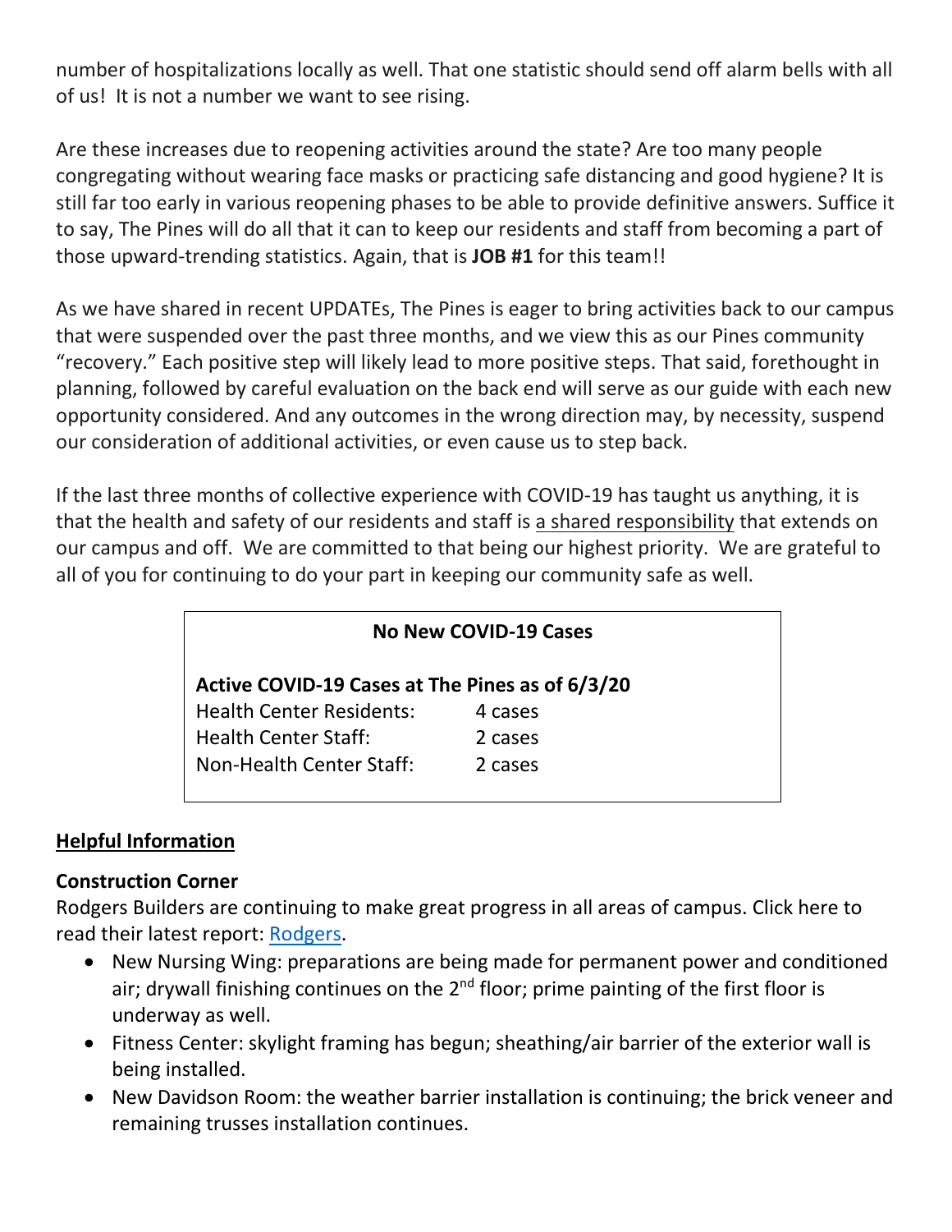number of hospitalizations locally as well. That one statistic should send off alarm bells with all of us! It is not a number we want to see rising.

Are these increases due to reopening activities around the state? Are too many people congregating without wearing face masks or practicing safe distancing and good hygiene? It is still far too early in various reopening phases to be able to provide definitive answers. Suffice it to say, The Pines will do all that it can to keep our residents and staff from becoming a part of those upward-trending statistics. Again, that is **JOB #1** for this team!!

As we have shared in recent UPDATEs, The Pines is eager to bring activities back to our campus that were suspended over the past three months, and we view this as our Pines community "recovery." Each positive step will likely lead to more positive steps. That said, forethought in planning, followed by careful evaluation on the back end will serve as our guide with each new opportunity considered. And any outcomes in the wrong direction may, by necessity, suspend our consideration of additional activities, or even cause us to step back.

If the last three months of collective experience with COVID-19 has taught us anything, it is that the health and safety of our residents and staff is <u>a shared responsibility</u> that extends on our campus and off. We are committed to that being our highest priority. We are grateful to all of you for continuing to do your part in keeping our community safe as well.

**No New COVID-19 Cases**

**Active COVID-19 Cases at The Pines as of 6/3/20**

| | |
|---|---|
| Health Center Residents: | 4 cases |
| Health Center Staff: | 2 cases |
| Non-Health Center Staff: | 2 cases |

## <u>Helpful Information</u>

### Construction Corner

Rodgers Builders are continuing to make great progress in all areas of campus. Click here to read their latest report: Rodgers.

- New Nursing Wing: preparations are being made for permanent power and conditioned air; drywall finishing continues on the 2nd floor; prime painting of the first floor is underway as well.
- Fitness Center: skylight framing has begun; sheathing/air barrier of the exterior wall is being installed.
- New Davidson Room: the weather barrier installation is continuing; the brick veneer and remaining trusses installation continues.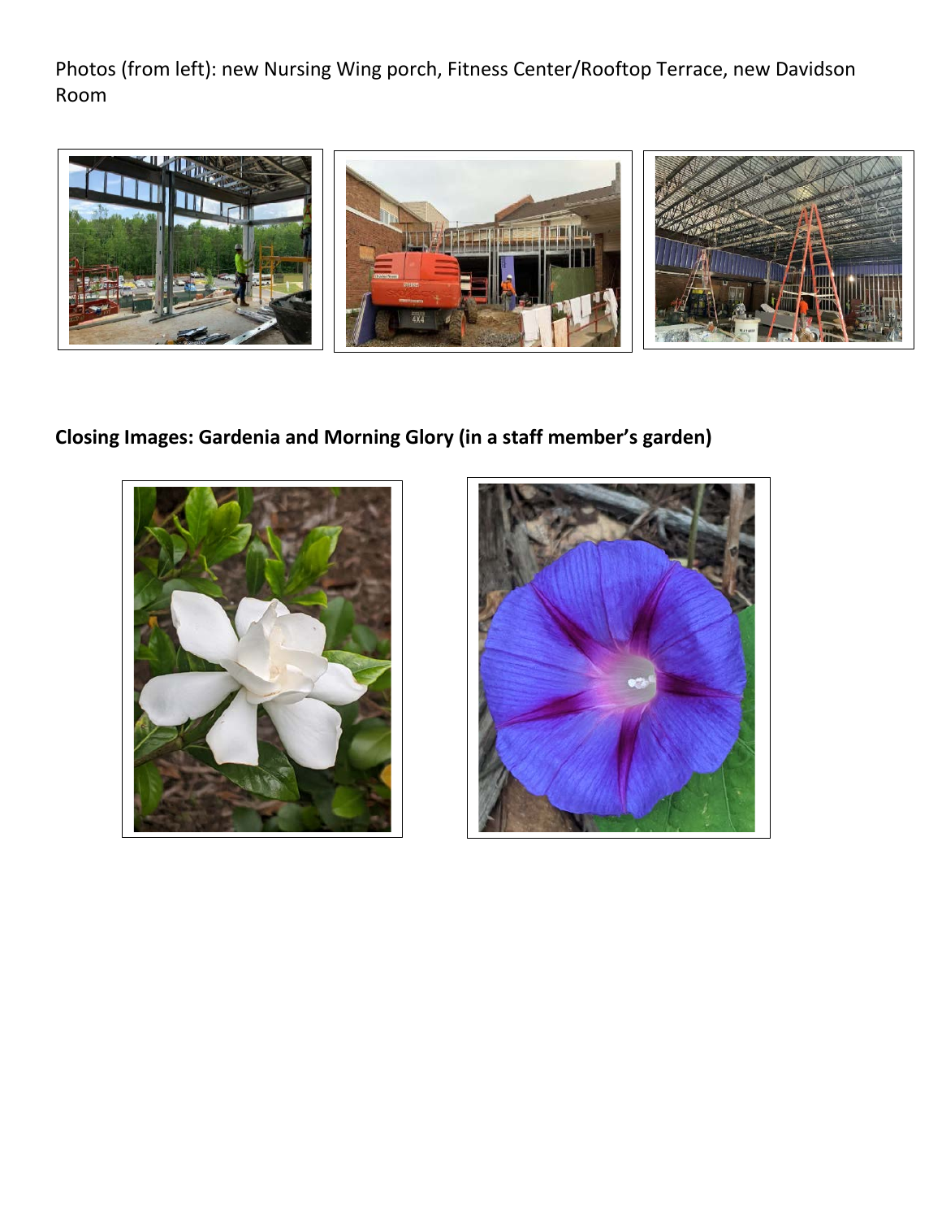Photos (from left): new Nursing Wing porch, Fitness Center/Rooftop Terrace, new Davidson Room

**Closing Images: Gardenia and Morning Glory (in a staff member's garden)**